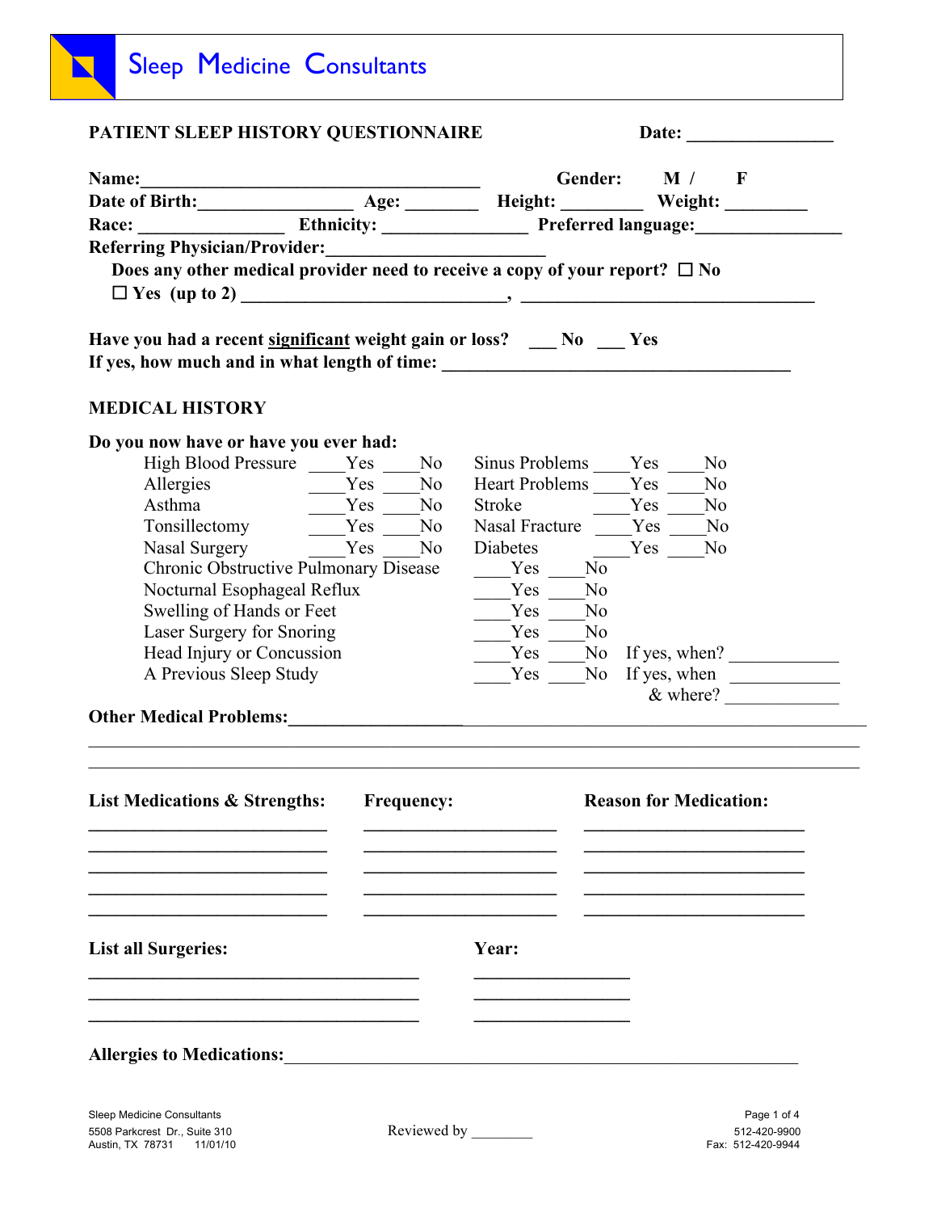# Sleep Medicine Consultants

## PATIENT SLEEP HISTORY QUESTIONNAIRE

**Date:** _______________

**Name:**____________________________________ **Gender:** M / F

**Date of Birth:**________________ **Age:** ________ **Height:** ________ **Weight:** ________

**Race:** _______________ **Ethnicity:** _______________ **Preferred language:**_______________

**Referring Physician/Provider:**______________________

**Does any other medical provider need to receive a copy of your report?** ☐ No

☐ Yes (up to 2) ____________________________, ________________________________

**Have you had a recent significant weight gain or loss?** ___ No ___ Yes

**If yes, how much and in what length of time:** ______________________________________

## MEDICAL HISTORY

**Do you now have or have you ever had:**

| Condition | | | Condition | | |
|---|---|---|---|---|---|
| High Blood Pressure | ____Yes | ____No | Sinus Problems | ____Yes | ____No |
| Allergies | ____Yes | ____No | Heart Problems | ____Yes | ____No |
| Asthma | ____Yes | ____No | Stroke | ____Yes | ____No |
| Tonsillectomy | ____Yes | ____No | Nasal Fracture | ____Yes | ____No |
| Nasal Surgery | ____Yes | ____No | Diabetes | ____Yes | ____No |

| Condition | | | |
|---|---|---|---|
| Chronic Obstructive Pulmonary Disease | ____Yes | ____No | |
| Nocturnal Esophageal Reflux | ____Yes | ____No | |
| Swelling of Hands or Feet | ____Yes | ____No | |
| Laser Surgery for Snoring | ____Yes | ____No | |
| Head Injury or Concussion | ____Yes | ____No | If yes, when? ___________ |
| A Previous Sleep Study | ____Yes | ____No | If yes, when ___________ & where? ___________ |

**Other Medical Problems:**___________________________________________________________

_______________________________________________________________________________

_______________________________________________________________________________

| List Medications & Strengths: | Frequency: | Reason for Medication: |
|---|---|---|
| _________________________ | ____________________ | _______________________ |
| _________________________ | ____________________ | _______________________ |
| _________________________ | ____________________ | _______________________ |
| _________________________ | ____________________ | _______________________ |
| _________________________ | ____________________ | _______________________ |

| List all Surgeries: | Year: |
|---|---|
| ___________________________________ | ________________ |
| ___________________________________ | ________________ |
| ___________________________________ | ________________ |

**Allergies to Medications:**______________________________________________________

Sleep Medicine Consultants
5508 Parkcrest Dr., Suite 310
Austin, TX 78731 11/01/10

Reviewed by ________

512-420-9900
Fax: 512-420-9944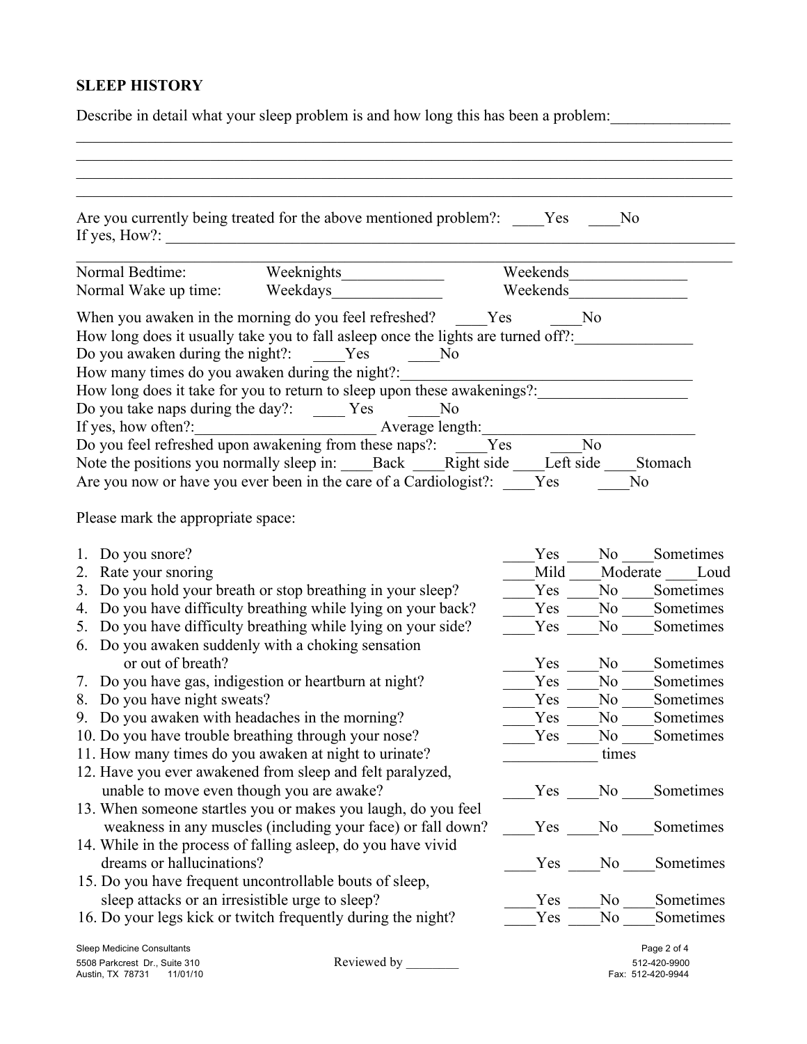## SLEEP HISTORY

Describe in detail what your sleep problem is and how long this has been a problem:_______________

_____________________________________________________________________________________

_____________________________________________________________________________________

_____________________________________________________________________________________

_____________________________________________________________________________________

Are you currently being treated for the above mentioned problem?: ____Yes ____No

If yes, How?: _______________________________________________________________________

_____________________________________________________________________________________

| | | |
|---|---|---|
| Normal Bedtime: | Weeknights_____________ | Weekends_______________ |
| Normal Wake up time: | Weekdays______________ | Weekends_______________ |

When you awaken in the morning do you feel refreshed? ____Yes ____No

How long does it usually take you to fall asleep once the lights are turned off?:_______________

Do you awaken during the night?: ____Yes ____No

How many times do you awaken during the night?:____________________________________

How long does it take for you to return to sleep upon these awakenings?:__________________

Do you take naps during the day?: ____ Yes ____No

If yes, how often?:______________________ Average length:__________________________

Do you feel refreshed upon awakening from these naps?: ____Yes ____No

Note the positions you normally sleep in: ____Back ____Right side ____Left side ____Stomach

Are you now or have you ever been in the care of a Cardiologist?: ____Yes ____No

Please mark the appropriate space:

| | |
|---|---|
| 1. Do you snore? | ____Yes ____No ____Sometimes |
| 2. Rate your snoring | ____Mild ____Moderate ____Loud |
| 3. Do you hold your breath or stop breathing in your sleep? | ____Yes ____No ____Sometimes |
| 4. Do you have difficulty breathing while lying on your back? | ____Yes ____No ____Sometimes |
| 5. Do you have difficulty breathing while lying on your side? | ____Yes ____No ____Sometimes |
| 6. Do you awaken suddenly with a choking sensation or out of breath? | ____Yes ____No ____Sometimes |
| 7. Do you have gas, indigestion or heartburn at night? | ____Yes ____No ____Sometimes |
| 8. Do you have night sweats? | ____Yes ____No ____Sometimes |
| 9. Do you awaken with headaches in the morning? | ____Yes ____No ____Sometimes |
| 10. Do you have trouble breathing through your nose? | ____Yes ____No ____Sometimes |
| 11. How many times do you awaken at night to urinate? | ____________ times |
| 12. Have you ever awakened from sleep and felt paralyzed, unable to move even though you are awake? | ____Yes ____No ____Sometimes |
| 13. When someone startles you or makes you laugh, do you feel weakness in any muscles (including your face) or fall down? | ____Yes ____No ____Sometimes |
| 14. While in the process of falling asleep, do you have vivid dreams or hallucinations? | ____Yes ____No ____Sometimes |
| 15. Do you have frequent uncontrollable bouts of sleep, sleep attacks or an irresistible urge to sleep? | ____Yes ____No ____Sometimes |
| 16. Do your legs kick or twitch frequently during the night? | ____Yes ____No ____Sometimes |

Sleep Medicine Consultants
5508 Parkcrest Dr., Suite 310
Austin, TX 78731 11/01/10

Reviewed by ________

512-420-9900
Fax: 512-420-9944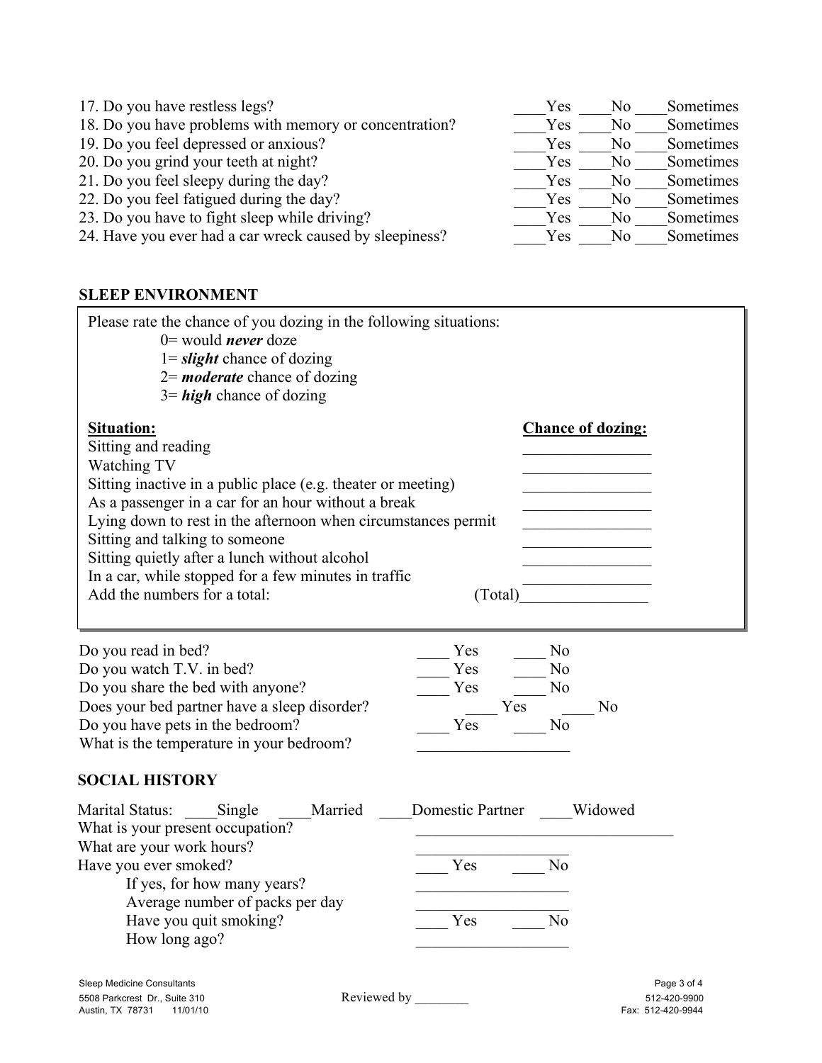17. Do you have restless legs? ____Yes ____No ____Sometimes
18. Do you have problems with memory or concentration? ____Yes ____No ____Sometimes
19. Do you feel depressed or anxious? ____Yes ____No ____Sometimes
20. Do you grind your teeth at night? ____Yes ____No ____Sometimes
21. Do you feel sleepy during the day? ____Yes ____No ____Sometimes
22. Do you feel fatigued during the day? ____Yes ____No ____Sometimes
23. Do you have to fight sleep while driving? ____Yes ____No ____Sometimes
24. Have you ever had a car wreck caused by sleepiness? ____Yes ____No ____Sometimes

## SLEEP ENVIRONMENT

Please rate the chance of you dozing in the following situations:

- 0= would ***never*** doze
- 1= ***slight*** chance of dozing
- 2= ***moderate*** chance of dozing
- 3= ***high*** chance of dozing

| Situation: | Chance of dozing: |
|---|---|
| Sitting and reading | ________________ |
| Watching TV | ________________ |
| Sitting inactive in a public place (e.g. theater or meeting) | ________________ |
| As a passenger in a car for an hour without a break | ________________ |
| Lying down to rest in the afternoon when circumstances permit | ________________ |
| Sitting and talking to someone | ________________ |
| Sitting quietly after a lunch without alcohol | ________________ |
| In a car, while stopped for a few minutes in traffic | ________________ |
| Add the numbers for a total: | (Total)________________ |

Do you read in bed? ____ Yes ____ No
Do you watch T.V. in bed? ____ Yes ____ No
Do you share the bed with anyone? ____ Yes ____ No
Does your bed partner have a sleep disorder? ____ Yes ____ No
Do you have pets in the bedroom? ____ Yes ____ No
What is the temperature in your bedroom? ___________________

## SOCIAL HISTORY

Marital Status: ____Single ____Married ____Domestic Partner ____Widowed
What is your present occupation? ________________________________
What are your work hours? ___________________
Have you ever smoked? ____ Yes ____ No
If yes, for how many years? ___________________
Average number of packs per day ___________________
Have you quit smoking? ____ Yes ____ No
How long ago? ___________________

Reviewed by ________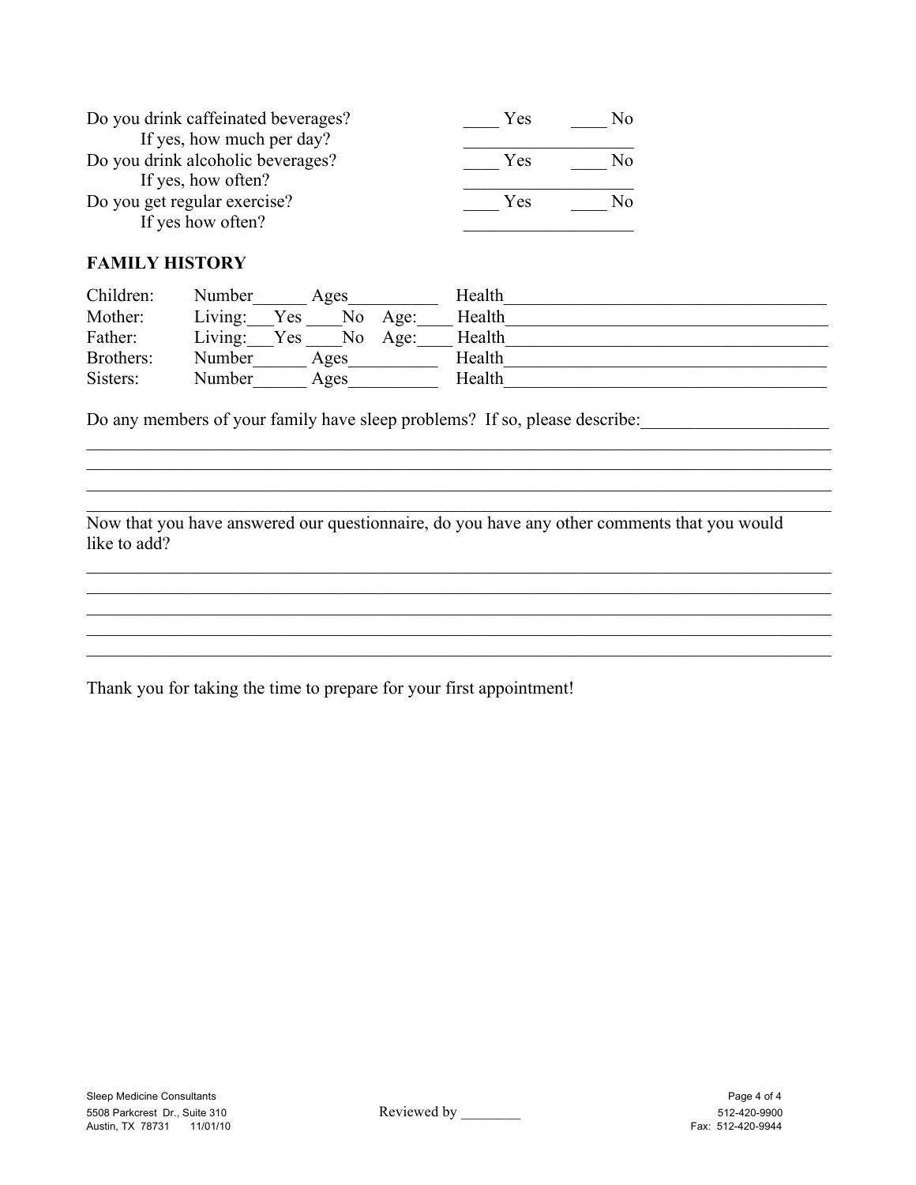Do you drink caffeinated beverages? ____ Yes ____ No

If yes, how much per day? ___________________

Do you drink alcoholic beverages? ____ Yes ____ No

If yes, how often? ___________________

Do you get regular exercise? ____ Yes ____ No

If yes how often? ___________________

**FAMILY HISTORY**

| | | | |
|---|---|---|---|
| Children: | Number______ Ages__________ | | Health_____________________________________ |
| Mother: | Living:___Yes ____No | Age:____ | Health_____________________________________ |
| Father: | Living:___Yes ____No | Age:____ | Health_____________________________________ |
| Brothers: | Number______ Ages__________ | | Health_____________________________________ |
| Sisters: | Number______ Ages__________ | | Health_____________________________________ |

Do any members of your family have sleep problems? If so, please describe:_____________________

_____________________________________________________________________________________

_____________________________________________________________________________________

_____________________________________________________________________________________

_____________________________________________________________________________________

Now that you have answered our questionnaire, do you have any other comments that you would like to add?

_____________________________________________________________________________________

_____________________________________________________________________________________

_____________________________________________________________________________________

_____________________________________________________________________________________

_____________________________________________________________________________________

Thank you for taking the time to prepare for your first appointment!

Sleep Medicine Consultants
5508 Parkcrest Dr., Suite 310
Austin, TX 78731 11/01/10

Reviewed by ________

512-420-9900
Fax: 512-420-9944